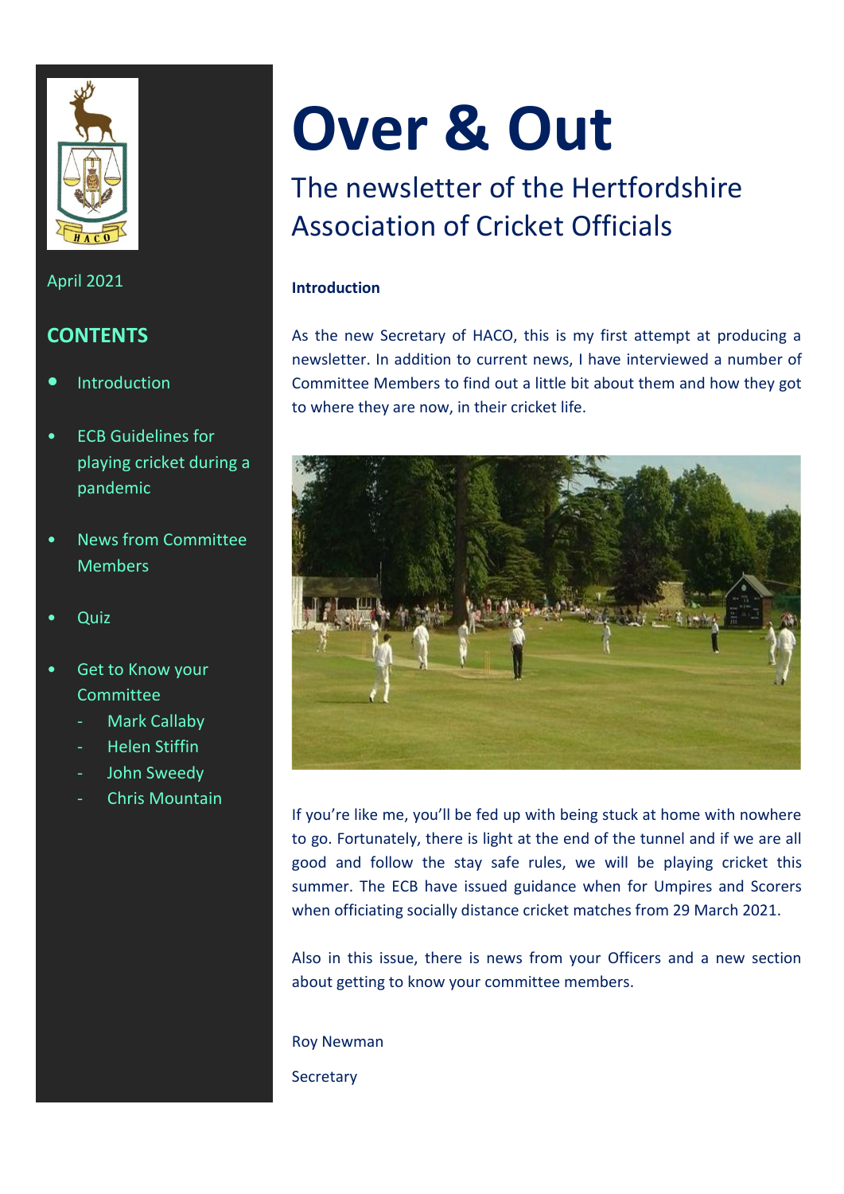# Over & Out

## The newsletter of the Hertfordshire Association of Cricket Officials

April 2021

**CONTENTS**

- Introduction
- ECB Guidelines for playing cricket during a pandemic
- News from Committee Members
- Quiz
- Get to Know your Committee
  - Mark Callaby
  - Helen Stiffin
  - John Sweedy
  - Chris Mountain

**Introduction**

As the new Secretary of HACO, this is my first attempt at producing a newsletter. In addition to current news, I have interviewed a number of Committee Members to find out a little bit about them and how they got to where they are now, in their cricket life.

If you're like me, you'll be fed up with being stuck at home with nowhere to go. Fortunately, there is light at the end of the tunnel and if we are all good and follow the stay safe rules, we will be playing cricket this summer. The ECB have issued guidance when for Umpires and Scorers when officiating socially distance cricket matches from 29 March 2021.

Also in this issue, there is news from your Officers and a new section about getting to know your committee members.

Roy Newman

Secretary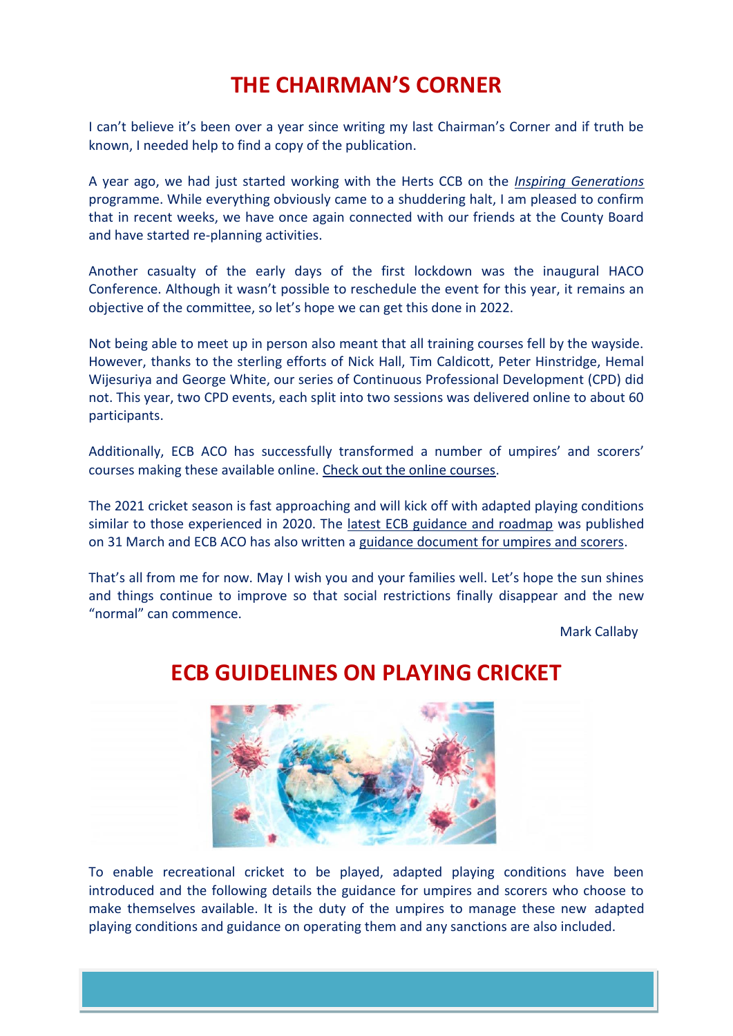# THE CHAIRMAN'S CORNER

I can't believe it's been over a year since writing my last Chairman's Corner and if truth be known, I needed help to find a copy of the publication.

A year ago, we had just started working with the Herts CCB on the *Inspiring Generations* programme. While everything obviously came to a shuddering halt, I am pleased to confirm that in recent weeks, we have once again connected with our friends at the County Board and have started re-planning activities.

Another casualty of the early days of the first lockdown was the inaugural HACO Conference. Although it wasn't possible to reschedule the event for this year, it remains an objective of the committee, so let's hope we can get this done in 2022.

Not being able to meet up in person also meant that all training courses fell by the wayside. However, thanks to the sterling efforts of Nick Hall, Tim Caldicott, Peter Hinstridge, Hemal Wijesuriya and George White, our series of Continuous Professional Development (CPD) did not. This year, two CPD events, each split into two sessions was delivered online to about 60 participants.

Additionally, ECB ACO has successfully transformed a number of umpires' and scorers' courses making these available online. Check out the online courses.

The 2021 cricket season is fast approaching and will kick off with adapted playing conditions similar to those experienced in 2020. The latest ECB guidance and roadmap was published on 31 March and ECB ACO has also written a guidance document for umpires and scorers.

That's all from me for now. May I wish you and your families well. Let's hope the sun shines and things continue to improve so that social restrictions finally disappear and the new "normal" can commence.

Mark Callaby

# ECB GUIDELINES ON PLAYING CRICKET

To enable recreational cricket to be played, adapted playing conditions have been introduced and the following details the guidance for umpires and scorers who choose to make themselves available. It is the duty of the umpires to manage these new adapted playing conditions and guidance on operating them and any sanctions are also included.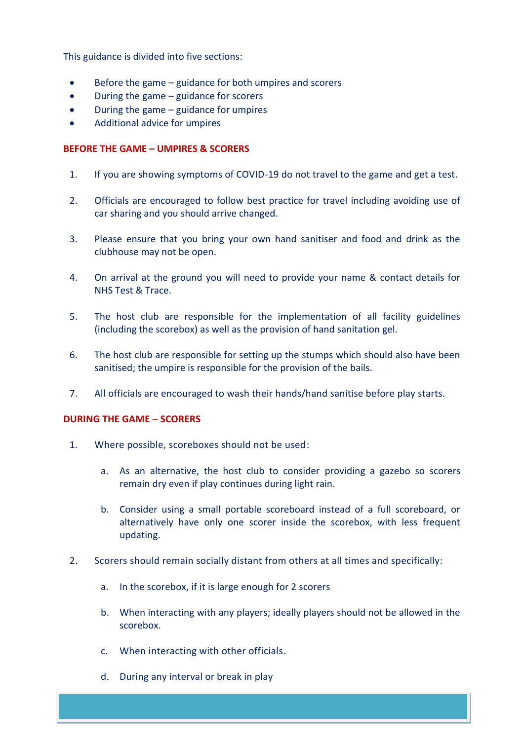This guidance is divided into five sections:

- Before the game – guidance for both umpires and scorers
- During the game – guidance for scorers
- During the game – guidance for umpires
- Additional advice for umpires

**BEFORE THE GAME – UMPIRES & SCORERS**

1. If you are showing symptoms of COVID-19 do not travel to the game and get a test.

2. Officials are encouraged to follow best practice for travel including avoiding use of car sharing and you should arrive changed.

3. Please ensure that you bring your own hand sanitiser and food and drink as the clubhouse may not be open.

4. On arrival at the ground you will need to provide your name & contact details for NHS Test & Trace.

5. The host club are responsible for the implementation of all facility guidelines (including the scorebox) as well as the provision of hand sanitation gel.

6. The host club are responsible for setting up the stumps which should also have been sanitised; the umpire is responsible for the provision of the bails.

7. All officials are encouraged to wash their hands/hand sanitise before play starts.

**DURING THE GAME – SCORERS**

1. Where possible, scoreboxes should not be used:

   a. As an alternative, the host club to consider providing a gazebo so scorers remain dry even if play continues during light rain.

   b. Consider using a small portable scoreboard instead of a full scoreboard, or alternatively have only one scorer inside the scorebox, with less frequent updating.

2. Scorers should remain socially distant from others at all times and specifically:

   a. In the scorebox, if it is large enough for 2 scorers

   b. When interacting with any players; ideally players should not be allowed in the scorebox.

   c. When interacting with other officials.

   d. During any interval or break in play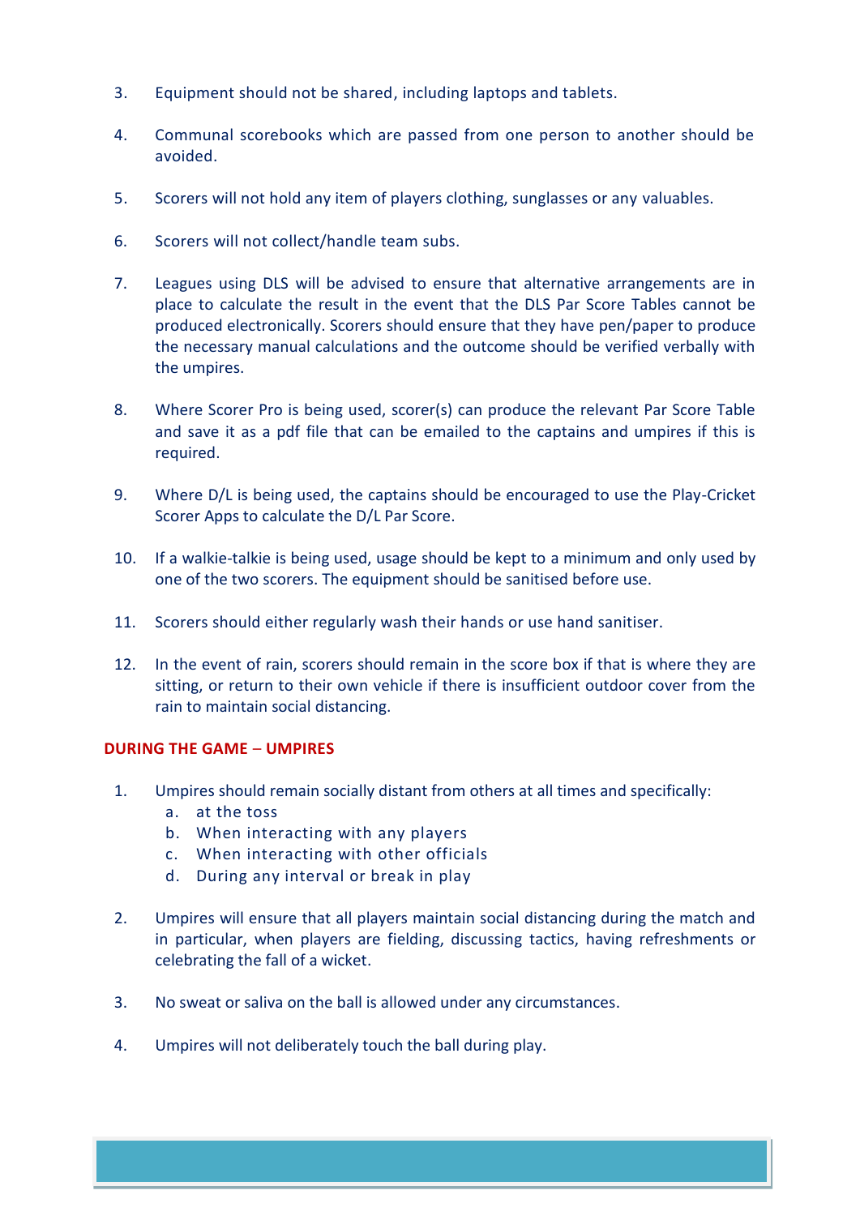3. Equipment should not be shared, including laptops and tablets.

4. Communal scorebooks which are passed from one person to another should be avoided.

5. Scorers will not hold any item of players clothing, sunglasses or any valuables.

6. Scorers will not collect/handle team subs.

7. Leagues using DLS will be advised to ensure that alternative arrangements are in place to calculate the result in the event that the DLS Par Score Tables cannot be produced electronically. Scorers should ensure that they have pen/paper to produce the necessary manual calculations and the outcome should be verified verbally with the umpires.

8. Where Scorer Pro is being used, scorer(s) can produce the relevant Par Score Table and save it as a pdf file that can be emailed to the captains and umpires if this is required.

9. Where D/L is being used, the captains should be encouraged to use the Play-Cricket Scorer Apps to calculate the D/L Par Score.

10. If a walkie-talkie is being used, usage should be kept to a minimum and only used by one of the two scorers. The equipment should be sanitised before use.

11. Scorers should either regularly wash their hands or use hand sanitiser.

12. In the event of rain, scorers should remain in the score box if that is where they are sitting, or return to their own vehicle if there is insufficient outdoor cover from the rain to maintain social distancing.

**DURING THE GAME – UMPIRES**

1. Umpires should remain socially distant from others at all times and specifically:
   a. at the toss
   b. When interacting with any players
   c. When interacting with other officials
   d. During any interval or break in play

2. Umpires will ensure that all players maintain social distancing during the match and in particular, when players are fielding, discussing tactics, having refreshments or celebrating the fall of a wicket.

3. No sweat or saliva on the ball is allowed under any circumstances.

4. Umpires will not deliberately touch the ball during play.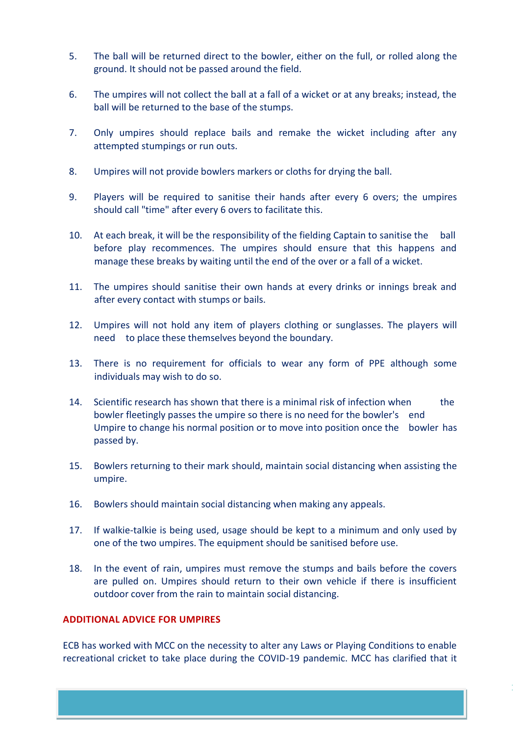5. The ball will be returned direct to the bowler, either on the full, or rolled along the ground. It should not be passed around the field.

6. The umpires will not collect the ball at a fall of a wicket or at any breaks; instead, the ball will be returned to the base of the stumps.

7. Only umpires should replace bails and remake the wicket including after any attempted stumpings or run outs.

8. Umpires will not provide bowlers markers or cloths for drying the ball.

9. Players will be required to sanitise their hands after every 6 overs; the umpires should call "time" after every 6 overs to facilitate this.

10. At each break, it will be the responsibility of the fielding Captain to sanitise the ball before play recommences. The umpires should ensure that this happens and manage these breaks by waiting until the end of the over or a fall of a wicket.

11. The umpires should sanitise their own hands at every drinks or innings break and after every contact with stumps or bails.

12. Umpires will not hold any item of players clothing or sunglasses. The players will need to place these themselves beyond the boundary.

13. There is no requirement for officials to wear any form of PPE although some individuals may wish to do so.

14. Scientific research has shown that there is a minimal risk of infection when the bowler fleetingly passes the umpire so there is no need for the bowler's end Umpire to change his normal position or to move into position once the bowler has passed by.

15. Bowlers returning to their mark should, maintain social distancing when assisting the umpire.

16. Bowlers should maintain social distancing when making any appeals.

17. If walkie-talkie is being used, usage should be kept to a minimum and only used by one of the two umpires. The equipment should be sanitised before use.

18. In the event of rain, umpires must remove the stumps and bails before the covers are pulled on. Umpires should return to their own vehicle if there is insufficient outdoor cover from the rain to maintain social distancing.

## ADDITIONAL ADVICE FOR UMPIRES

ECB has worked with MCC on the necessity to alter any Laws or Playing Conditions to enable recreational cricket to take place during the COVID-19 pandemic. MCC has clarified that it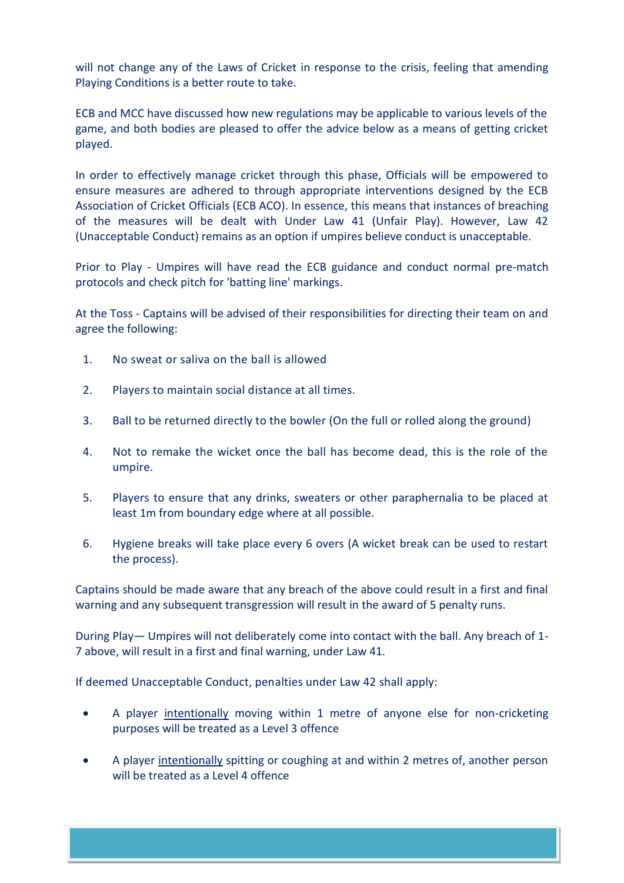will not change any of the Laws of Cricket in response to the crisis, feeling that amending Playing Conditions is a better route to take.

ECB and MCC have discussed how new regulations may be applicable to various levels of the game, and both bodies are pleased to offer the advice below as a means of getting cricket played.

In order to effectively manage cricket through this phase, Officials will be empowered to ensure measures are adhered to through appropriate interventions designed by the ECB Association of Cricket Officials (ECB ACO). In essence, this means that instances of breaching of the measures will be dealt with Under Law 41 (Unfair Play). However, Law 42 (Unacceptable Conduct) remains as an option if umpires believe conduct is unacceptable.

Prior to Play - Umpires will have read the ECB guidance and conduct normal pre-match protocols and check pitch for 'batting line' markings.

At the Toss - Captains will be advised of their responsibilities for directing their team on and agree the following:

1. No sweat or saliva on the ball is allowed
2. Players to maintain social distance at all times.
3. Ball to be returned directly to the bowler (On the full or rolled along the ground)
4. Not to remake the wicket once the ball has become dead, this is the role of the umpire.
5. Players to ensure that any drinks, sweaters or other paraphernalia to be placed at least 1m from boundary edge where at all possible.
6. Hygiene breaks will take place every 6 overs (A wicket break can be used to restart the process).

Captains should be made aware that any breach of the above could result in a first and final warning and any subsequent transgression will result in the award of 5 penalty runs.

During Play— Umpires will not deliberately come into contact with the ball. Any breach of 1-7 above, will result in a first and final warning, under Law 41.

If deemed Unacceptable Conduct, penalties under Law 42 shall apply:

- A player <u>intentionally</u> moving within 1 metre of anyone else for non-cricketing purposes will be treated as a Level 3 offence
- A player <u>intentionally</u> spitting or coughing at and within 2 metres of, another person will be treated as a Level 4 offence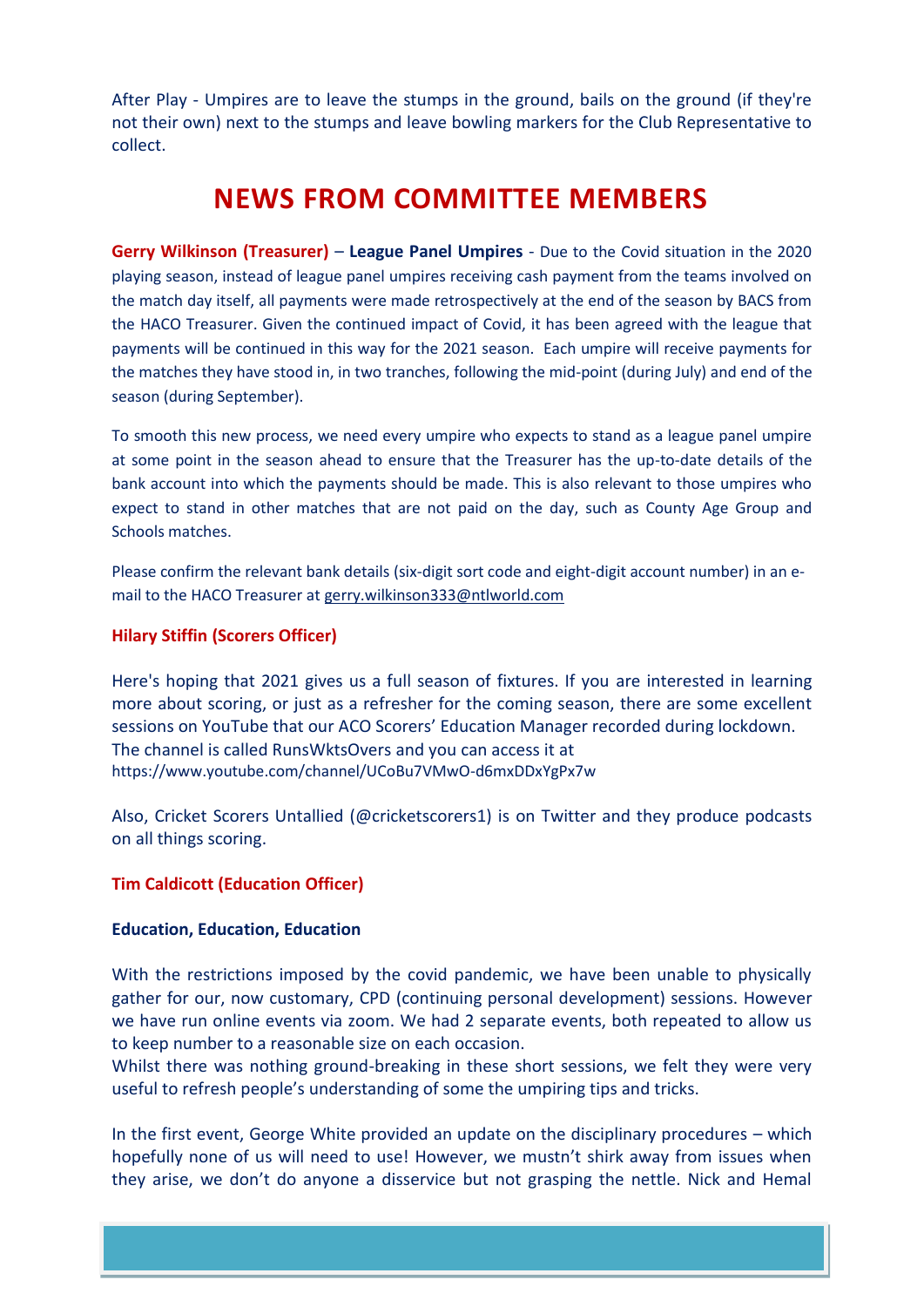After Play - Umpires are to leave the stumps in the ground, bails on the ground (if they're not their own) next to the stumps and leave bowling markers for the Club Representative to collect.

# NEWS FROM COMMITTEE MEMBERS

**Gerry Wilkinson (Treasurer)** – **League Panel Umpires** - Due to the Covid situation in the 2020 playing season, instead of league panel umpires receiving cash payment from the teams involved on the match day itself, all payments were made retrospectively at the end of the season by BACS from the HACO Treasurer. Given the continued impact of Covid, it has been agreed with the league that payments will be continued in this way for the 2021 season. Each umpire will receive payments for the matches they have stood in, in two tranches, following the mid-point (during July) and end of the season (during September).

To smooth this new process, we need every umpire who expects to stand as a league panel umpire at some point in the season ahead to ensure that the Treasurer has the up-to-date details of the bank account into which the payments should be made. This is also relevant to those umpires who expect to stand in other matches that are not paid on the day, such as County Age Group and Schools matches.

Please confirm the relevant bank details (six-digit sort code and eight-digit account number) in an e-mail to the HACO Treasurer at gerry.wilkinson333@ntlworld.com

**Hilary Stiffin (Scorers Officer)**

Here's hoping that 2021 gives us a full season of fixtures. If you are interested in learning more about scoring, or just as a refresher for the coming season, there are some excellent sessions on YouTube that our ACO Scorers' Education Manager recorded during lockdown. The channel is called RunsWktsOvers and you can access it at
https://www.youtube.com/channel/UCoBu7VMwO-d6mxDDxYgPx7w

Also, Cricket Scorers Untallied (@cricketscorers1) is on Twitter and they produce podcasts on all things scoring.

**Tim Caldicott (Education Officer)**

**Education, Education, Education**

With the restrictions imposed by the covid pandemic, we have been unable to physically gather for our, now customary, CPD (continuing personal development) sessions. However we have run online events via zoom. We had 2 separate events, both repeated to allow us to keep number to a reasonable size on each occasion.
Whilst there was nothing ground-breaking in these short sessions, we felt they were very useful to refresh people's understanding of some the umpiring tips and tricks.

In the first event, George White provided an update on the disciplinary procedures – which hopefully none of us will need to use! However, we mustn't shirk away from issues when they arise, we don't do anyone a disservice but not grasping the nettle. Nick and Hemal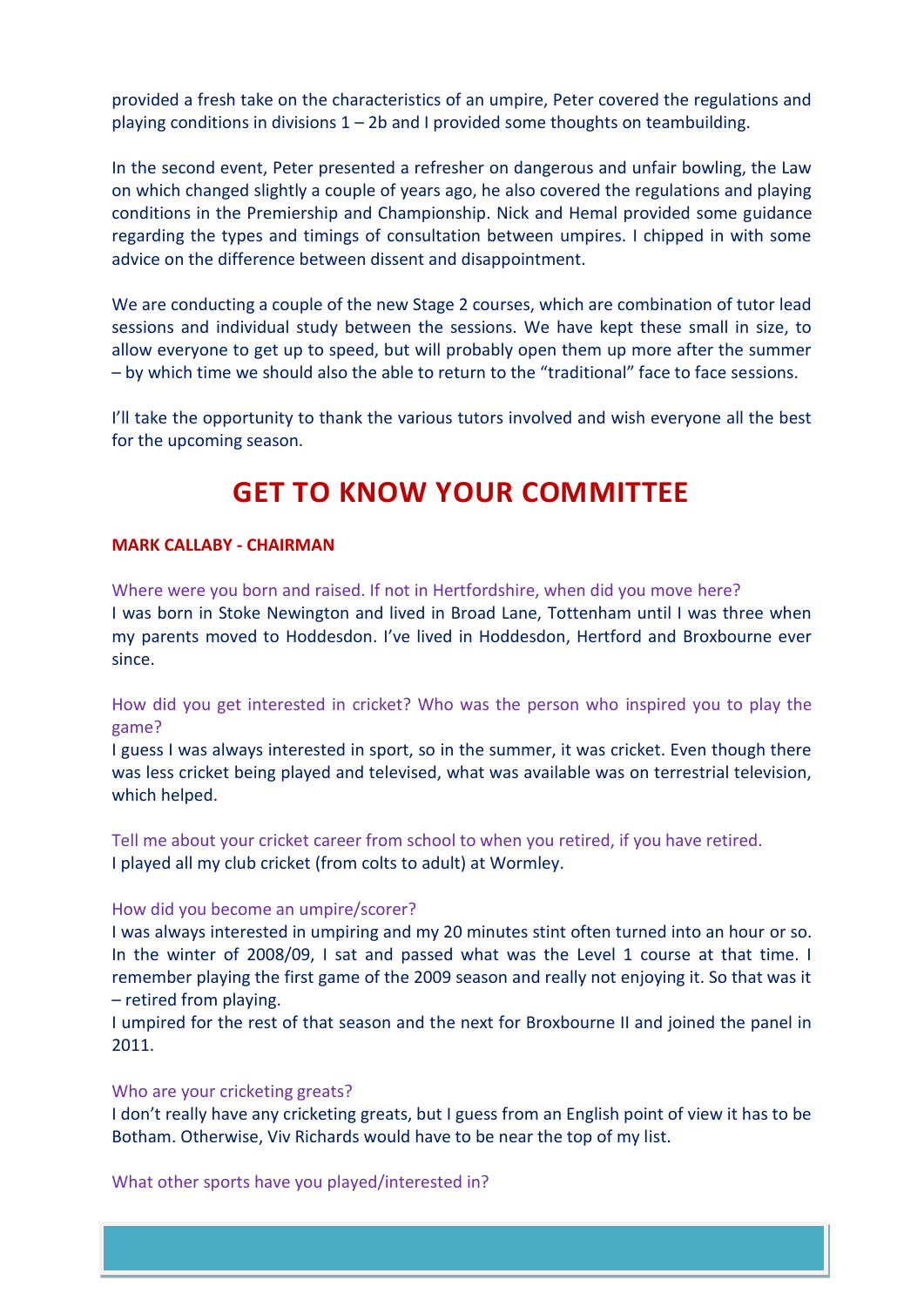provided a fresh take on the characteristics of an umpire, Peter covered the regulations and playing conditions in divisions 1 – 2b and I provided some thoughts on teambuilding.

In the second event, Peter presented a refresher on dangerous and unfair bowling, the Law on which changed slightly a couple of years ago, he also covered the regulations and playing conditions in the Premiership and Championship. Nick and Hemal provided some guidance regarding the types and timings of consultation between umpires. I chipped in with some advice on the difference between dissent and disappointment.

We are conducting a couple of the new Stage 2 courses, which are combination of tutor lead sessions and individual study between the sessions. We have kept these small in size, to allow everyone to get up to speed, but will probably open them up more after the summer – by which time we should also the able to return to the "traditional" face to face sessions.

I'll take the opportunity to thank the various tutors involved and wish everyone all the best for the upcoming season.

# GET TO KNOW YOUR COMMITTEE

**MARK CALLABY - CHAIRMAN**

Where were you born and raised. If not in Hertfordshire, when did you move here?
I was born in Stoke Newington and lived in Broad Lane, Tottenham until I was three when my parents moved to Hoddesdon. I've lived in Hoddesdon, Hertford and Broxbourne ever since.

How did you get interested in cricket? Who was the person who inspired you to play the game?
I guess I was always interested in sport, so in the summer, it was cricket. Even though there was less cricket being played and televised, what was available was on terrestrial television, which helped.

Tell me about your cricket career from school to when you retired, if you have retired.
I played all my club cricket (from colts to adult) at Wormley.

How did you become an umpire/scorer?
I was always interested in umpiring and my 20 minutes stint often turned into an hour or so. In the winter of 2008/09, I sat and passed what was the Level 1 course at that time. I remember playing the first game of the 2009 season and really not enjoying it. So that was it – retired from playing.
I umpired for the rest of that season and the next for Broxbourne II and joined the panel in 2011.

Who are your cricketing greats?
I don't really have any cricketing greats, but I guess from an English point of view it has to be Botham. Otherwise, Viv Richards would have to be near the top of my list.

What other sports have you played/interested in?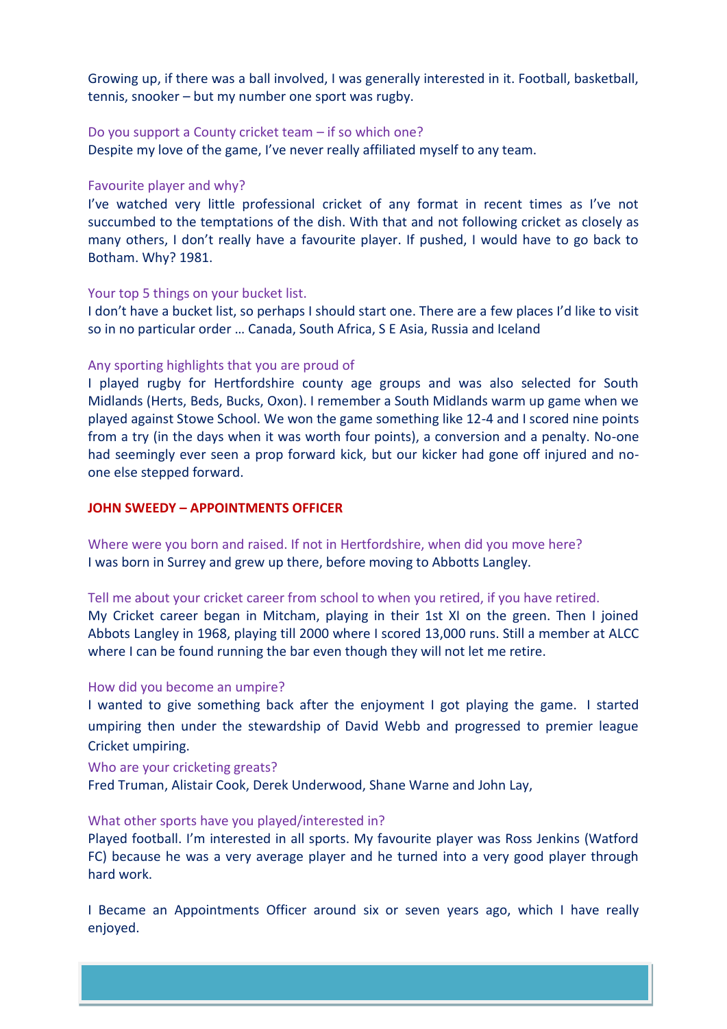Growing up, if there was a ball involved, I was generally interested in it. Football, basketball, tennis, snooker – but my number one sport was rugby.

Do you support a County cricket team – if so which one?

Despite my love of the game, I've never really affiliated myself to any team.

Favourite player and why?

I've watched very little professional cricket of any format in recent times as I've not succumbed to the temptations of the dish. With that and not following cricket as closely as many others, I don't really have a favourite player. If pushed, I would have to go back to Botham. Why? 1981.

Your top 5 things on your bucket list.

I don't have a bucket list, so perhaps I should start one. There are a few places I'd like to visit so in no particular order … Canada, South Africa, S E Asia, Russia and Iceland

Any sporting highlights that you are proud of

I played rugby for Hertfordshire county age groups and was also selected for South Midlands (Herts, Beds, Bucks, Oxon). I remember a South Midlands warm up game when we played against Stowe School. We won the game something like 12-4 and I scored nine points from a try (in the days when it was worth four points), a conversion and a penalty. No-one had seemingly ever seen a prop forward kick, but our kicker had gone off injured and no-one else stepped forward.

## JOHN SWEEDY – APPOINTMENTS OFFICER

Where were you born and raised. If not in Hertfordshire, when did you move here?

I was born in Surrey and grew up there, before moving to Abbotts Langley.

Tell me about your cricket career from school to when you retired, if you have retired.

My Cricket career began in Mitcham, playing in their 1st XI on the green. Then I joined Abbots Langley in 1968, playing till 2000 where I scored 13,000 runs. Still a member at ALCC where I can be found running the bar even though they will not let me retire.

How did you become an umpire?

I wanted to give something back after the enjoyment I got playing the game. I started umpiring then under the stewardship of David Webb and progressed to premier league Cricket umpiring.

Who are your cricketing greats?

Fred Truman, Alistair Cook, Derek Underwood, Shane Warne and John Lay,

What other sports have you played/interested in?

Played football. I'm interested in all sports. My favourite player was Ross Jenkins (Watford FC) because he was a very average player and he turned into a very good player through hard work.

I Became an Appointments Officer around six or seven years ago, which I have really enjoyed.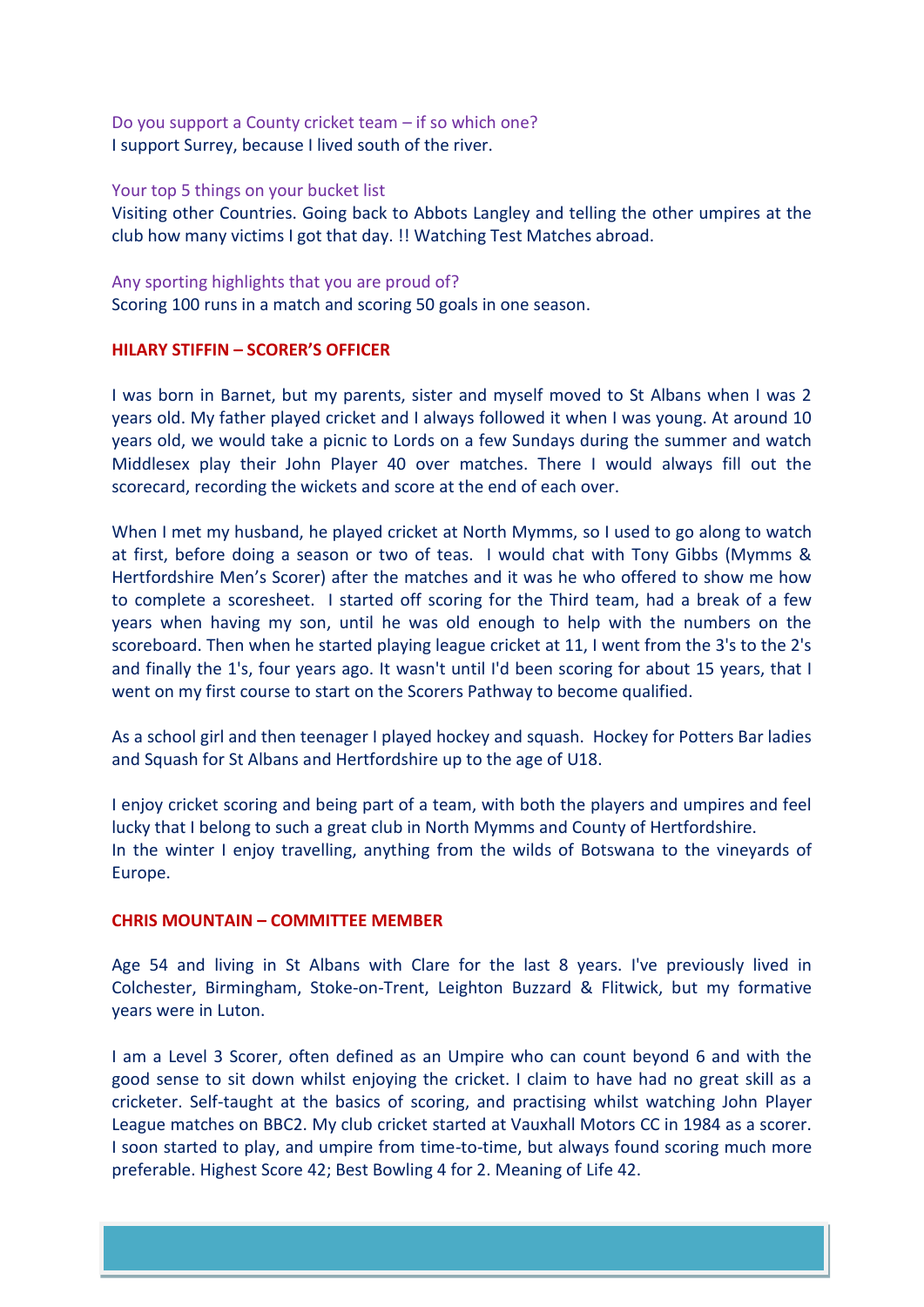Do you support a County cricket team – if so which one?
I support Surrey, because I lived south of the river.

Your top 5 things on your bucket list
Visiting other Countries. Going back to Abbots Langley and telling the other umpires at the club how many victims I got that day. !! Watching Test Matches abroad.

Any sporting highlights that you are proud of?
Scoring 100 runs in a match and scoring 50 goals in one season.

## HILARY STIFFIN – SCORER'S OFFICER

I was born in Barnet, but my parents, sister and myself moved to St Albans when I was 2 years old. My father played cricket and I always followed it when I was young. At around 10 years old, we would take a picnic to Lords on a few Sundays during the summer and watch Middlesex play their John Player 40 over matches. There I would always fill out the scorecard, recording the wickets and score at the end of each over.

When I met my husband, he played cricket at North Mymms, so I used to go along to watch at first, before doing a season or two of teas. I would chat with Tony Gibbs (Mymms & Hertfordshire Men's Scorer) after the matches and it was he who offered to show me how to complete a scoresheet. I started off scoring for the Third team, had a break of a few years when having my son, until he was old enough to help with the numbers on the scoreboard. Then when he started playing league cricket at 11, I went from the 3's to the 2's and finally the 1's, four years ago. It wasn't until I'd been scoring for about 15 years, that I went on my first course to start on the Scorers Pathway to become qualified.

As a school girl and then teenager I played hockey and squash. Hockey for Potters Bar ladies and Squash for St Albans and Hertfordshire up to the age of U18.

I enjoy cricket scoring and being part of a team, with both the players and umpires and feel lucky that I belong to such a great club in North Mymms and County of Hertfordshire.
In the winter I enjoy travelling, anything from the wilds of Botswana to the vineyards of Europe.

## CHRIS MOUNTAIN – COMMITTEE MEMBER

Age 54 and living in St Albans with Clare for the last 8 years. I've previously lived in Colchester, Birmingham, Stoke-on-Trent, Leighton Buzzard & Flitwick, but my formative years were in Luton.

I am a Level 3 Scorer, often defined as an Umpire who can count beyond 6 and with the good sense to sit down whilst enjoying the cricket. I claim to have had no great skill as a cricketer. Self-taught at the basics of scoring, and practising whilst watching John Player League matches on BBC2. My club cricket started at Vauxhall Motors CC in 1984 as a scorer. I soon started to play, and umpire from time-to-time, but always found scoring much more preferable. Highest Score 42; Best Bowling 4 for 2. Meaning of Life 42.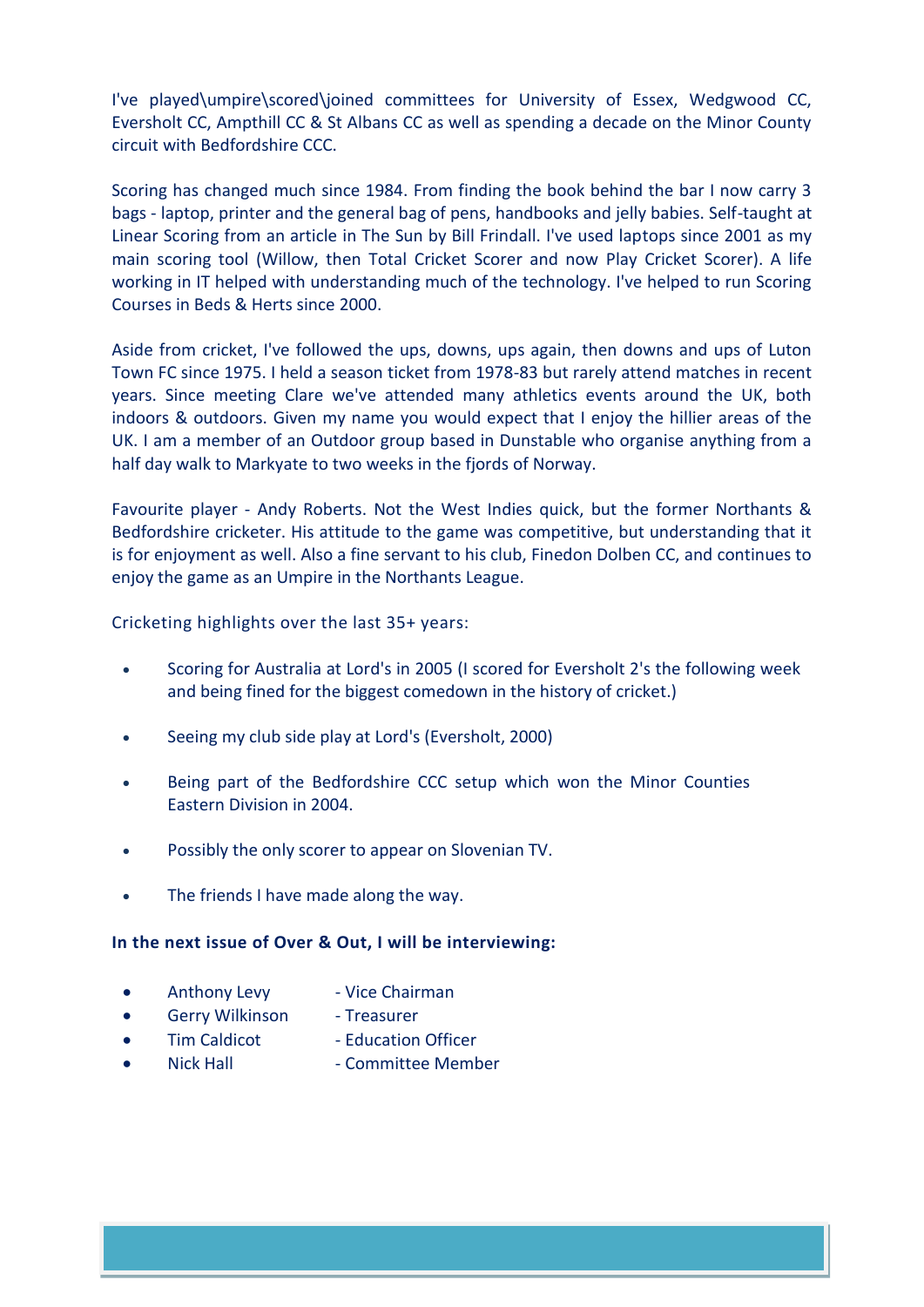I've played\umpire\scored\joined committees for University of Essex, Wedgwood CC, Eversholt CC, Ampthill CC & St Albans CC as well as spending a decade on the Minor County circuit with Bedfordshire CCC.

Scoring has changed much since 1984. From finding the book behind the bar I now carry 3 bags - laptop, printer and the general bag of pens, handbooks and jelly babies. Self-taught at Linear Scoring from an article in The Sun by Bill Frindall. I've used laptops since 2001 as my main scoring tool (Willow, then Total Cricket Scorer and now Play Cricket Scorer). A life working in IT helped with understanding much of the technology. I've helped to run Scoring Courses in Beds & Herts since 2000.

Aside from cricket, I've followed the ups, downs, ups again, then downs and ups of Luton Town FC since 1975. I held a season ticket from 1978-83 but rarely attend matches in recent years. Since meeting Clare we've attended many athletics events around the UK, both indoors & outdoors. Given my name you would expect that I enjoy the hillier areas of the UK. I am a member of an Outdoor group based in Dunstable who organise anything from a half day walk to Markyate to two weeks in the fjords of Norway.

Favourite player - Andy Roberts. Not the West Indies quick, but the former Northants & Bedfordshire cricketer. His attitude to the game was competitive, but understanding that it is for enjoyment as well. Also a fine servant to his club, Finedon Dolben CC, and continues to enjoy the game as an Umpire in the Northants League.

Cricketing highlights over the last 35+ years:

- Scoring for Australia at Lord's in 2005 (I scored for Eversholt 2's the following week and being fined for the biggest comedown in the history of cricket.)
- Seeing my club side play at Lord's (Eversholt, 2000)
- Being part of the Bedfordshire CCC setup which won the Minor Counties Eastern Division in 2004.
- Possibly the only scorer to appear on Slovenian TV.
- The friends I have made along the way.

**In the next issue of Over & Out, I will be interviewing:**

- Anthony Levy - Vice Chairman
- Gerry Wilkinson - Treasurer
- Tim Caldicot - Education Officer
- Nick Hall - Committee Member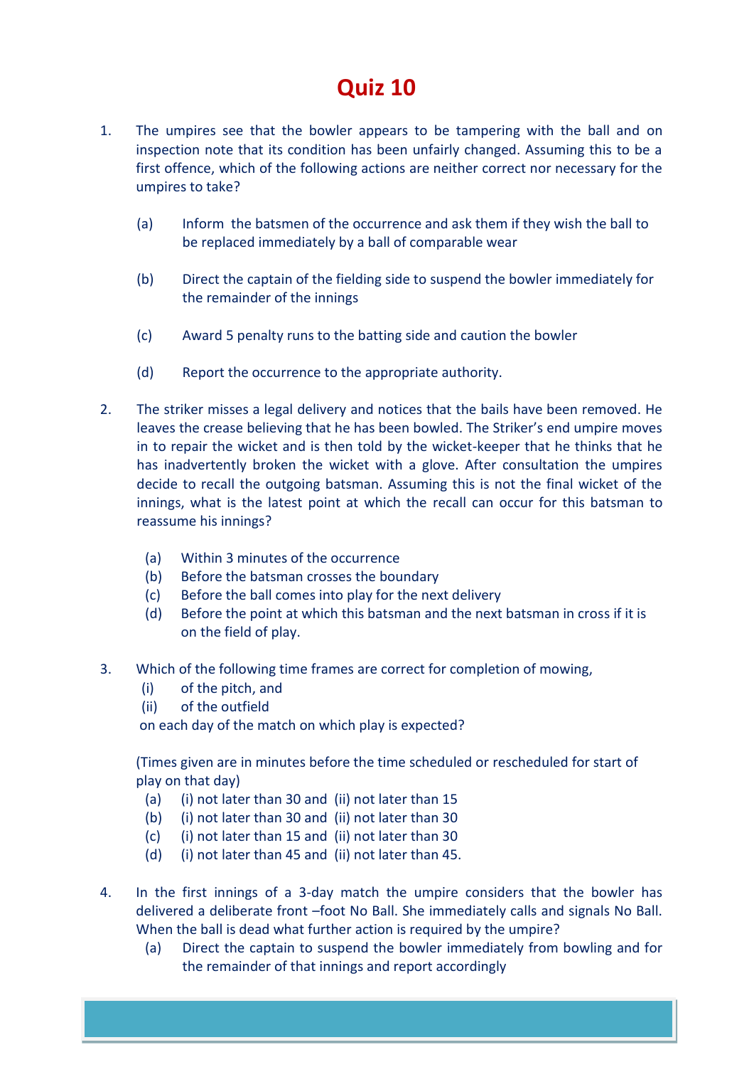# Quiz 10

1. The umpires see that the bowler appears to be tampering with the ball and on inspection note that its condition has been unfairly changed. Assuming this to be a first offence, which of the following actions are neither correct nor necessary for the umpires to take?

   (a) Inform the batsmen of the occurrence and ask them if they wish the ball to be replaced immediately by a ball of comparable wear

   (b) Direct the captain of the fielding side to suspend the bowler immediately for the remainder of the innings

   (c) Award 5 penalty runs to the batting side and caution the bowler

   (d) Report the occurrence to the appropriate authority.

2. The striker misses a legal delivery and notices that the bails have been removed. He leaves the crease believing that he has been bowled. The Striker's end umpire moves in to repair the wicket and is then told by the wicket-keeper that he thinks that he has inadvertently broken the wicket with a glove. After consultation the umpires decide to recall the outgoing batsman. Assuming this is not the final wicket of the innings, what is the latest point at which the recall can occur for this batsman to reassume his innings?

   (a) Within 3 minutes of the occurrence
   (b) Before the batsman crosses the boundary
   (c) Before the ball comes into play for the next delivery
   (d) Before the point at which this batsman and the next batsman in cross if it is on the field of play.

3. Which of the following time frames are correct for completion of mowing,
   (i) of the pitch, and
   (ii) of the outfield

   on each day of the match on which play is expected?

   (Times given are in minutes before the time scheduled or rescheduled for start of play on that day)
   (a) (i) not later than 30 and (ii) not later than 15
   (b) (i) not later than 30 and (ii) not later than 30
   (c) (i) not later than 15 and (ii) not later than 30
   (d) (i) not later than 45 and (ii) not later than 45.

4. In the first innings of a 3-day match the umpire considers that the bowler has delivered a deliberate front –foot No Ball. She immediately calls and signals No Ball. When the ball is dead what further action is required by the umpire?
   (a) Direct the captain to suspend the bowler immediately from bowling and for the remainder of that innings and report accordingly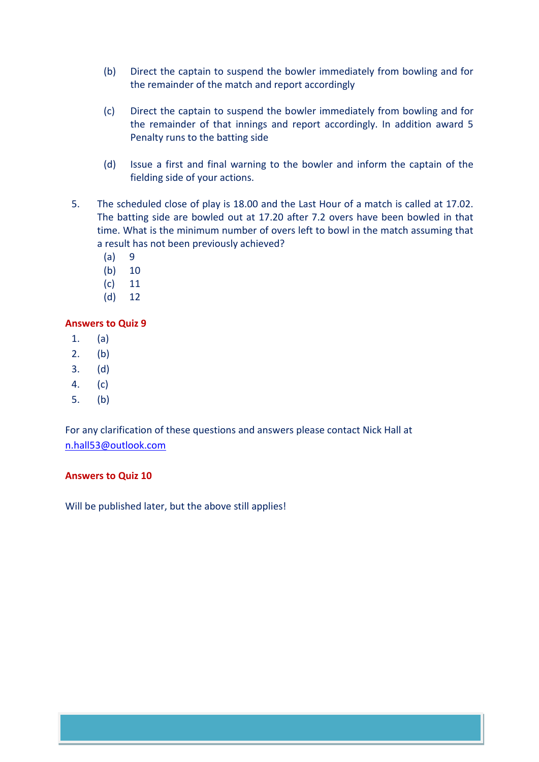(b) Direct the captain to suspend the bowler immediately from bowling and for the remainder of the match and report accordingly

(c) Direct the captain to suspend the bowler immediately from bowling and for the remainder of that innings and report accordingly. In addition award 5 Penalty runs to the batting side

(d) Issue a first and final warning to the bowler and inform the captain of the fielding side of your actions.

5. The scheduled close of play is 18.00 and the Last Hour of a match is called at 17.02. The batting side are bowled out at 17.20 after 7.2 overs have been bowled in that time. What is the minimum number of overs left to bowl in the match assuming that a result has not been previously achieved?
   - (a) 9
   - (b) 10
   - (c) 11
   - (d) 12

**Answers to Quiz 9**

1. (a)
2. (b)
3. (d)
4. (c)
5. (b)

For any clarification of these questions and answers please contact Nick Hall at n.hall53@outlook.com

**Answers to Quiz 10**

Will be published later, but the above still applies!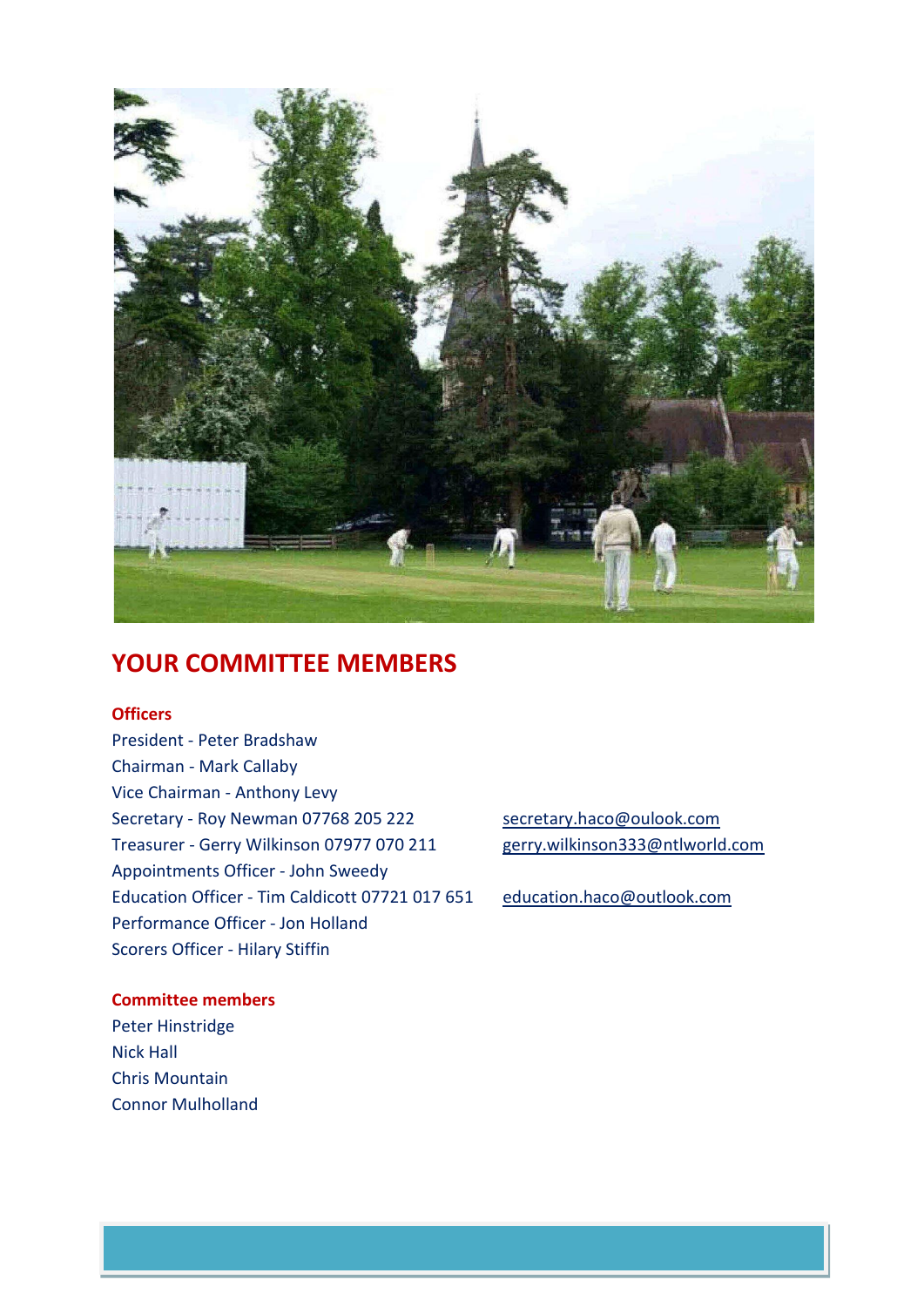# YOUR COMMITTEE MEMBERS

### Officers

President - Peter Bradshaw
Chairman - Mark Callaby
Vice Chairman - Anthony Levy
Secretary - Roy Newman 07768 205 222 secretary.haco@oulook.com
Treasurer - Gerry Wilkinson 07977 070 211 gerry.wilkinson333@ntlworld.com
Appointments Officer - John Sweedy
Education Officer - Tim Caldicott 07721 017 651 education.haco@outlook.com
Performance Officer - Jon Holland
Scorers Officer - Hilary Stiffin

### Committee members

Peter Hinstridge
Nick Hall
Chris Mountain
Connor Mulholland